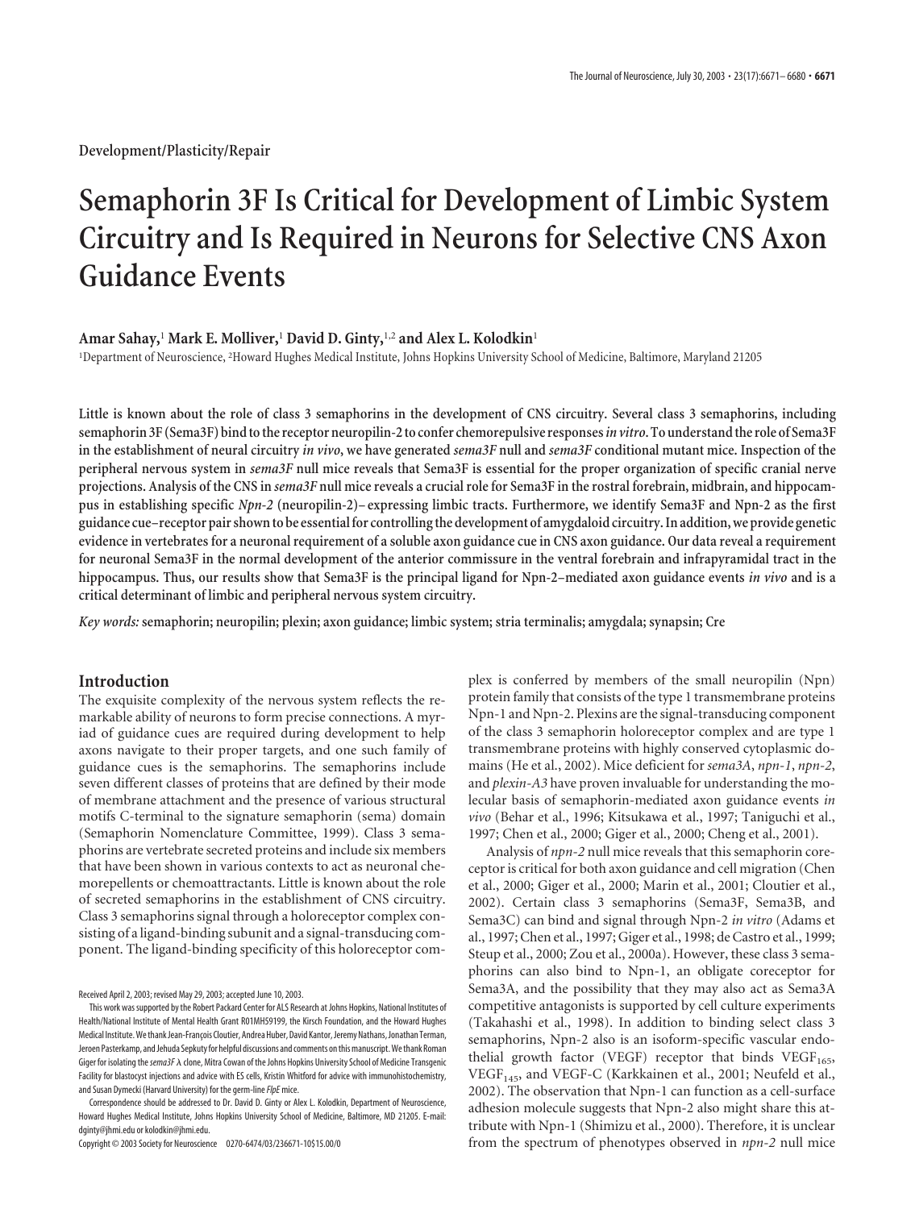Development/Plasticity/Repair

# Semaphorin 3F Is Critical for Development of Limbic System Circuitry and Is Required in Neurons for Selective CNS Axon Guidance Events

**Amar Sahay,[1] Mark E. Molliver,[1] David D. Ginty,[1,2] and Alex L. Kolodkin[1]**

[1]Department of Neuroscience, [2]Howard Hughes Medical Institute, Johns Hopkins University School of Medicine, Baltimore, Maryland 21205

**Little is known about the role of class 3 semaphorins in the development of CNS circuitry. Several class 3 semaphorins, including semaphorin 3F (Sema3F) bind to the receptor neuropilin-2 to confer chemorepulsive responses *in vitro*. To understand the role of Sema3F in the establishment of neural circuitry *in vivo*, we have generated *sema3F* null and *sema3F* conditional mutant mice. Inspection of the peripheral nervous system in *sema3F* null mice reveals that Sema3F is essential for the proper organization of specific cranial nerve projections. Analysis of the CNS in *sema3F* null mice reveals a crucial role for Sema3F in the rostral forebrain, midbrain, and hippocampus in establishing specific *Npn-2* (neuropilin-2)–expressing limbic tracts. Furthermore, we identify Sema3F and Npn-2 as the first guidance cue–receptor pair shown to be essential for controlling the development of amygdaloid circuitry. In addition, we provide genetic evidence in vertebrates for a neuronal requirement of a soluble axon guidance cue in CNS axon guidance. Our data reveal a requirement for neuronal Sema3F in the normal development of the anterior commissure in the ventral forebrain and infrapyramidal tract in the hippocampus. Thus, our results show that Sema3F is the principal ligand for Npn-2–mediated axon guidance events *in vivo* and is a critical determinant of limbic and peripheral nervous system circuitry.**

*Key words:* **semaphorin; neuropilin; plexin; axon guidance; limbic system; stria terminalis; amygdala; synapsin; Cre**

## Introduction

The exquisite complexity of the nervous system reflects the remarkable ability of neurons to form precise connections. A myriad of guidance cues are required during development to help axons navigate to their proper targets, and one such family of guidance cues is the semaphorins. The semaphorins include seven different classes of proteins that are defined by their mode of membrane attachment and the presence of various structural motifs C-terminal to the signature semaphorin (sema) domain (Semaphorin Nomenclature Committee, 1999). Class 3 semaphorins are vertebrate secreted proteins and include six members that have been shown in various contexts to act as neuronal chemorepellents or chemoattractants. Little is known about the role of secreted semaphorins in the establishment of CNS circuitry. Class 3 semaphorins signal through a holoreceptor complex consisting of a ligand-binding subunit and a signal-transducing component. The ligand-binding specificity of this holoreceptor complex is conferred by members of the small neuropilin (Npn) protein family that consists of the type 1 transmembrane proteins Npn-1 and Npn-2. Plexins are the signal-transducing component of the class 3 semaphorin holoreceptor complex and are type 1 transmembrane proteins with highly conserved cytoplasmic domains (He et al., 2002). Mice deficient for *sema3A*, *npn-1*, *npn-2*, and *plexin-A3* have proven invaluable for understanding the molecular basis of semaphorin-mediated axon guidance events *in vivo* (Behar et al., 1996; Kitsukawa et al., 1997; Taniguchi et al., 1997; Chen et al., 2000; Giger et al., 2000; Cheng et al., 2001).

Analysis of *npn-2* null mice reveals that this semaphorin coreceptor is critical for both axon guidance and cell migration (Chen et al., 2000; Giger et al., 2000; Marin et al., 2001; Cloutier et al., 2002). Certain class 3 semaphorins (Sema3F, Sema3B, and Sema3C) can bind and signal through Npn-2 *in vitro* (Adams et al., 1997; Chen et al., 1997; Giger et al., 1998; de Castro et al., 1999; Steup et al., 2000; Zou et al., 2000a). However, these class 3 semaphorins can also bind to Npn-1, an obligate coreceptor for Sema3A, and the possibility that they may also act as Sema3A competitive antagonists is supported by cell culture experiments (Takahashi et al., 1996; Kitsukawa et al., 1997; Taniguchi et al., 1997; Chen et al., 2000; Giger et al., 2000; Cheng et al., 2001). In addition to binding select class 3 semaphorins, Npn-2 also is an isoform-specific vascular endothelial growth factor (VEGF) receptor that binds $VEGF_{165}$, $VEGF_{145}$, and VEGF-C (Karkkainen et al., 2001; Neufeld et al., 2002). The observation that Npn-1 can function as a cell-surface adhesion molecule suggests that Npn-2 also might share this attribute with Npn-1 (Shimizu et al., 2000). Therefore, it is unclear from the spectrum of phenotypes observed in *npn-2* null mice

Received April 2, 2003; revised May 29, 2003; accepted June 10, 2003.

This work was supported by the Robert Packard Center for ALS Research at Johns Hopkins, National Institutes of Health/National Institute of Mental Health Grant R01MH59199, the Kirsch Foundation, and the Howard Hughes Medical Institute. We thank Jean-François Cloutier, Andrea Huber, David Kantor, Jeremy Nathans, Jonathan Terman, Jeroen Pasterkamp, and Jehuda Sepkuty for helpful discussions and comments on this manuscript. We thank Roman Giger for isolating the *sema3F* λ clone, Mitra Cowan of the Johns Hopkins University School of Medicine Transgenic Facility for blastocyst injections and advice with ES cells, Kristin Whitford for advice with immunohistochemistry, and Susan Dymecki (Harvard University) for the germ-line *FlpE* mice.

Correspondence should be addressed to Dr. David D. Ginty or Alex L. Kolodkin, Department of Neuroscience, Howard Hughes Medical Institute, Johns Hopkins University School of Medicine, Baltimore, MD 21205. E-mail: dginty@jhmi.edu or kolodkin@jhmi.edu.

Copyright © 2003 Society for Neuroscience 0270-6474/03/236671-10$15.00/0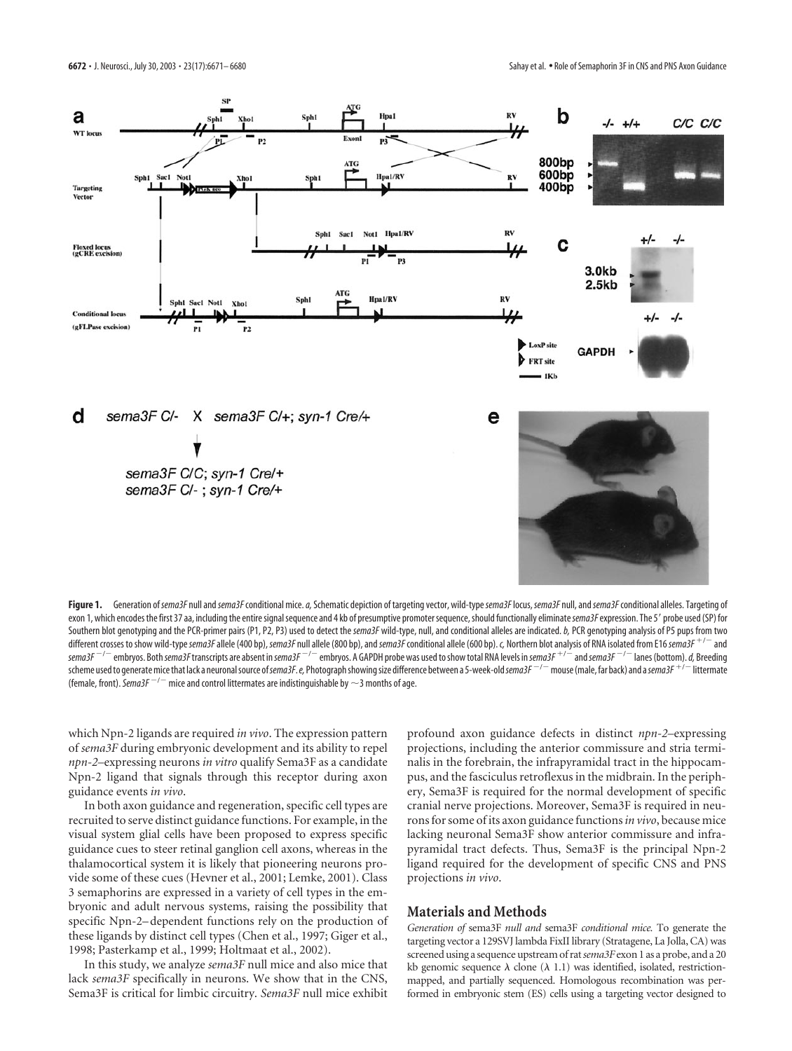**Figure 1.** Generation of *sema3F* null and *sema3F* conditional mice. *a,* Schematic depiction of targeting vector, wild-type *sema3F* locus, *sema3F* null, and *sema3F* conditional alleles. Targeting of exon 1, which encodes the first 37 aa, including the entire signal sequence and 4 kb of presumptive promoter sequence, should functionally eliminate *sema3F* expression. The 5′ probe used (SP) for Southern blot genotyping and the PCR-primer pairs (P1, P2, P3) used to detect the *sema3F* wild-type, null, and conditional alleles are indicated. *b,* PCR genotyping analysis of P5 pups from two different crosses to show wild-type *sema3F* allele (400 bp), *sema3F* null allele (800 bp), and *sema3F* conditional allele (600 bp). *c,* Northern blot analysis of RNA isolated from E16 *sema3F* $^{+/-}$ and *sema3F* $^{-/-}$ embryos. Both *sema3F* transcripts are absent in *sema3F* $^{-/-}$ embryos. A GAPDH probe was used to show total RNA levels in *sema3F* $^{+/-}$ and *sema3F* $^{-/-}$ lanes (bottom). *d,* Breeding scheme used to generate mice that lack a neuronal source of *sema3F*. *e,* Photograph showing size difference between a 5-week-old *sema3F* $^{-/-}$ mouse (male, far back) and a *sema3F* $^{+/-}$ littermate (female, front). *Sema3F* $^{-/-}$ mice and control littermates are indistinguishable by ~3 months of age.

which Npn-2 ligands are required *in vivo*. The expression pattern of *sema3F* during embryonic development and its ability to repel *npn-2*–expressing neurons *in vitro* qualify Sema3F as a candidate Npn-2 ligand that signals through this receptor during axon guidance events *in vivo*.

In both axon guidance and regeneration, specific cell types are recruited to serve distinct guidance functions. For example, in the visual system glial cells have been proposed to express specific guidance cues to steer retinal ganglion cell axons, whereas in the thalamocortical system it is likely that pioneering neurons provide some of these cues (Hevner et al., 2001; Lemke, 2001). Class 3 semaphorins are expressed in a variety of cell types in the embryonic and adult nervous systems, raising the possibility that specific Npn-2–dependent functions rely on the production of these ligands by distinct cell types (Chen et al., 1997; Giger et al., 1998; Pasterkamp et al., 1999; Holtmaat et al., 2002).

In this study, we analyze *sema3F* null mice and also mice that lack *sema3F* specifically in neurons. We show that in the CNS, Sema3F is critical for limbic circuitry. *Sema3F* null mice exhibit profound axon guidance defects in distinct *npn-2*–expressing projections, including the anterior commissure and stria terminalis in the forebrain, the infrapyramidal tract in the hippocampus, and the fasciculus retroflexus in the midbrain. In the periphery, Sema3F is required for the normal development of specific cranial nerve projections. Moreover, Sema3F is required in neurons for some of its axon guidance functions *in vivo*, because mice lacking neuronal Sema3F show anterior commissure and infrapyramidal tract defects. Thus, Sema3F is the principal Npn-2 ligand required for the development of specific CNS and PNS projections *in vivo*.

## Materials and Methods

*Generation of* sema3F *null and* sema3F *conditional mice.* To generate the targeting vector a 129SVJ lambda FixII library (Stratagene, La Jolla, CA) was screened using a sequence upstream of rat *sema3F* exon 1 as a probe, and a 20 kb genomic sequence λ clone (λ 1.1) was identified, isolated, restriction-mapped, and partially sequenced. Homologous recombination was performed in embryonic stem (ES) cells using a targeting vector designed to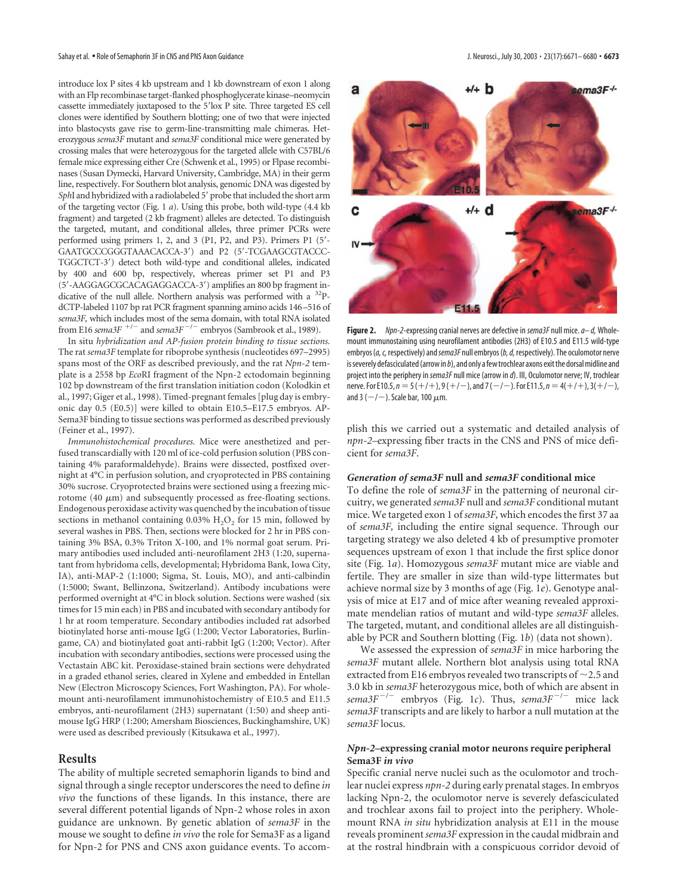introduce lox P sites 4 kb upstream and 1 kb downstream of exon 1 along with an Flp recombinase target-flanked phosphoglycerate kinase–neomycin cassette immediately juxtaposed to the 5′lox P site. Three targeted ES cell clones were identified by Southern blotting; one of two that were injected into blastocysts gave rise to germ-line-transmitting male chimeras. Heterozygous *sema3F* mutant and *sema3F* conditional mice were generated by crossing males that were heterozygous for the targeted allele with C57BL/6 female mice expressing either Cre (Schwenk et al., 1995) or Flpase recombinases (Susan Dymecki, Harvard University, Cambridge, MA) in their germ line, respectively. For Southern blot analysis, genomic DNA was digested by *Sph*I and hybridized with a radiolabeled 5′ probe that included the short arm of the targeting vector (Fig. 1*a*). Using this probe, both wild-type (4.4 kb fragment) and targeted (2 kb fragment) alleles are detected. To distinguish the targeted, mutant, and conditional alleles, three primer PCRs were performed using primers 1, 2, and 3 (P1, P2, and P3). Primers P1 (5′-GAATGCCCGGGTAAACACCA-3′) and P2 (5′-TCGAAGCGTACCC-TGGCTCT-3′) detect both wild-type and conditional alleles, indicated by 400 and 600 bp, respectively, whereas primer set P1 and P3 (5′-AAGGAGCGCACAGAGGACCA-3′) amplifies an 800 bp fragment indicative of the null allele. Northern analysis was performed with a $^{32}$P-dCTP-labeled 1107 bp rat PCR fragment spanning amino acids 146–516 of *sema3F,* which includes most of the sema domain, with total RNA isolated from E16 *sema3F* $^{+/-}$ and *sema3F* $^{-/-}$ embryos (Sambrook et al., 1989).

*In situ hybridization and AP-fusion protein binding to tissue sections.* The rat *sema3F* template for riboprobe synthesis (nucleotides 697–2995) spans most of the ORF as described previously, and the rat *Npn-2* template is a 2558 bp *Eco*RI fragment of the Npn-2 ectodomain beginning 102 bp downstream of the first translation initiation codon (Kolodkin et al., 1997; Giger et al., 1998). Timed-pregnant females [plug day is embryonic day 0.5 (E0.5)] were killed to obtain E10.5–E17.5 embryos. AP-Sema3F binding to tissue sections was performed as described previously (Feiner et al., 1997).

*Immunohistochemical procedures.* Mice were anesthetized and perfused transcardially with 120 ml of ice-cold perfusion solution (PBS containing 4% paraformaldehyde). Brains were dissected, postfixed overnight at 4°C in perfusion solution, and cryoprotected in PBS containing 30% sucrose. Cryoprotected brains were sectioned using a freezing microtome (40 μm) and subsequently processed as free-floating sections. Endogenous peroxidase activity was quenched by the incubation of tissue sections in methanol containing 0.03% $H_2O_2$ for 15 min, followed by several washes in PBS. Then, sections were blocked for 2 hr in PBS containing 3% BSA, 0.3% Triton X-100, and 1% normal goat serum. Primary antibodies used included anti-neurofilament 2H3 (1:20, supernatant from hybridoma cells, developmental; Hybridoma Bank, Iowa City, IA), anti-MAP-2 (1:1000; Sigma, St. Louis, MO), and anti-calbindin (1:5000; Swant, Bellinzona, Switzerland). Antibody incubations were performed overnight at 4°C in block solution. Sections were washed (six times for 15 min each) in PBS and incubated with secondary antibody for 1 hr at room temperature. Secondary antibodies included rat adsorbed biotinylated horse anti-mouse IgG (1:200; Vector Laboratories, Burlingame, CA) and biotinylated goat anti-rabbit IgG (1:200; Vector). After incubation with secondary antibodies, sections were processed using the Vectastain ABC kit. Peroxidase-stained brain sections were dehydrated in a graded ethanol series, cleared in Xylene and embedded in Entellan New (Electron Microscopy Sciences, Fort Washington, PA). For whole-mount anti-neurofilament immunohistochemistry of E10.5 and E11.5 embryos, anti-neurofilament (2H3) supernatant (1:50) and sheep anti-mouse IgG HRP (1:200; Amersham Biosciences, Buckinghamshire, UK) were used as described previously (Kitsukawa et al., 1997).

## Results

The ability of multiple secreted semaphorin ligands to bind and signal through a single receptor underscores the need to define *in vivo* the functions of these ligands. In this instance, there are several different potential ligands of Npn-2 whose roles in axon guidance are unknown. By genetic ablation of *sema3F* in the mouse we sought to define *in vivo* the role for Sema3F as a ligand for Npn-2 for PNS and CNS axon guidance events. To accomplish this we carried out a systematic and detailed analysis of *npn-2*–expressing fiber tracts in the CNS and PNS of mice deficient for *sema3F.*

**Figure 2.** *Npn-2*-expressing cranial nerves are defective in *sema3F* null mice. *a–d,* Whole-mount immunostaining using neurofilament antibodies (2H3) of E10.5 and E11.5 wild-type embryos (*a, c,* respectively) and *sema3F* null embryos (*b, d,* respectively). The oculomotor nerve is severely defasciculated (arrow in *b*), and only a few trochlear axons exit the dorsal midline and project into the periphery in *sema3F* null mice (arrow in *d*). III, Oculomotor nerve; IV, trochlear nerve. For E10.5, *n* = 5 (+/+), 9 (+/−), and 7 (−/−). For E11.5, *n* = 4(+/+), 3(+/−), and 3 (−/−). Scale bar, 100 μm.

### *Generation of sema3F null and sema3F conditional mice*

To define the role of *sema3F* in the patterning of neuronal circuitry, we generated *sema3F* null and *sema3F* conditional mutant mice. We targeted exon 1 of *sema3F,* which encodes the first 37 aa of *sema3F,* including the entire signal sequence. Through our targeting strategy we also deleted 4 kb of presumptive promoter sequences upstream of exon 1 that include the first splice donor site (Fig. 1*a*). Homozygous *sema3F* mutant mice are viable and fertile. They are smaller in size than wild-type littermates but achieve normal size by 3 months of age (Fig. 1*e*). Genotype analysis of mice at E17 and of mice after weaning revealed approximate mendelian ratios of mutant and wild-type *sema3F* alleles. The targeted, mutant, and conditional alleles are all distinguishable by PCR and Southern blotting (Fig. 1*b*) (data not shown).

We assessed the expression of *sema3F* in mice harboring the *sema3F* mutant allele. Northern blot analysis using total RNA extracted from E16 embryos revealed two transcripts of ~2.5 and 3.0 kb in *sema3F* heterozygous mice, both of which are absent in *sema3F* $^{-/-}$ embryos (Fig. 1*c*). Thus, *sema3F* $^{-/-}$ mice lack *sema3F* transcripts and are likely to harbor a null mutation at the *sema3F* locus.

### *Npn-2–expressing cranial motor neurons require peripheral Sema3F in vivo*

Specific cranial nerve nuclei such as the oculomotor and trochlear nuclei express *npn-2* during early prenatal stages. In embryos lacking Npn-2, the oculomotor nerve is severely defasciculated and trochlear axons fail to project into the periphery. Whole-mount RNA *in situ* hybridization analysis at E11 in the mouse reveals prominent *sema3F* expression in the caudal midbrain and at the rostral hindbrain with a conspicuous corridor devoid of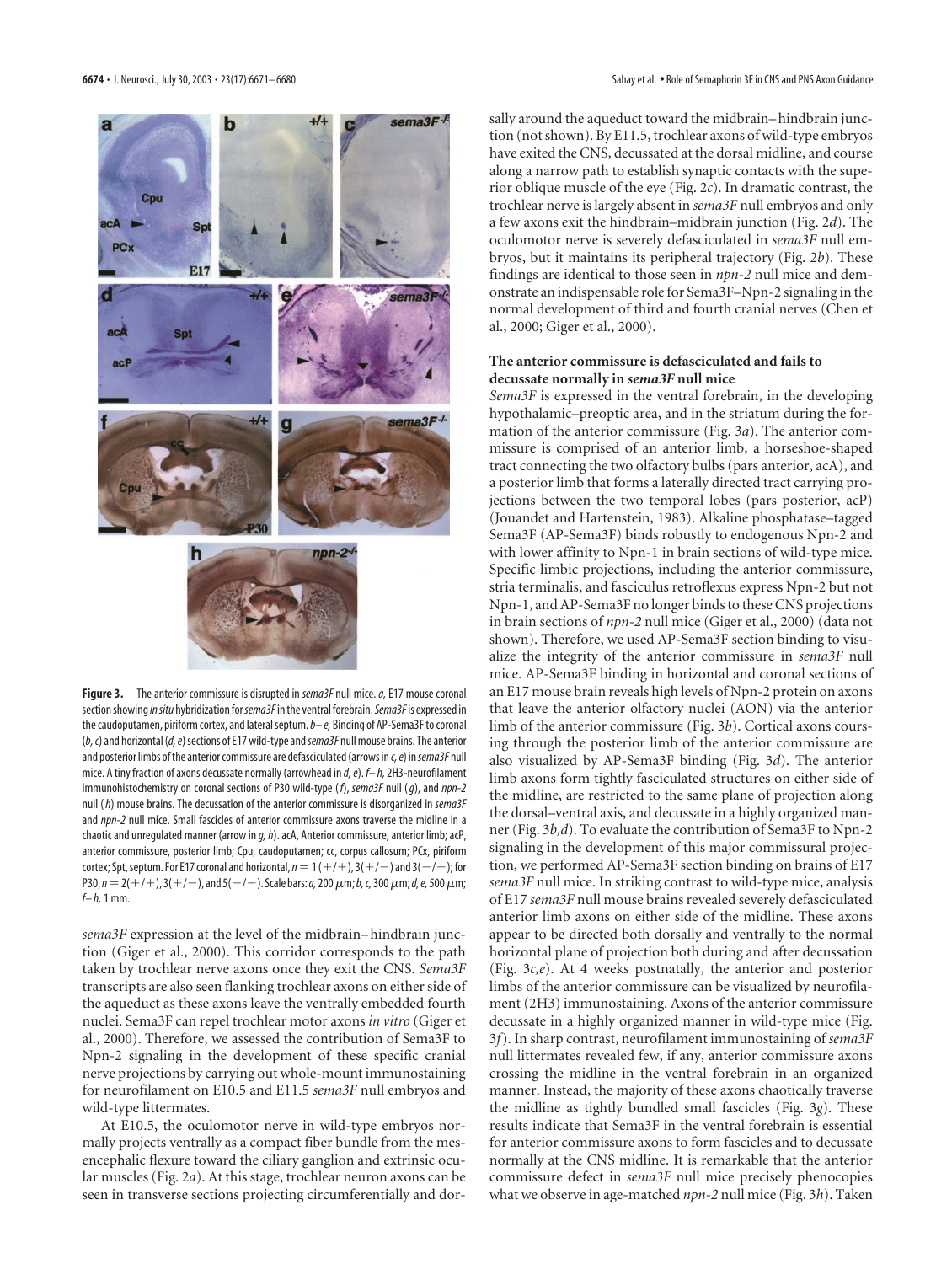**Figure 3.** The anterior commissure is disrupted in *sema3F* null mice. *a*, E17 mouse coronal section showing *in situ* hybridization for *sema3F* in the ventral forebrain. *Sema3F* is expressed in the caudoputamen, piriform cortex, and lateral septum. *b–e*, Binding of AP-Sema3F to coronal (*b, c*) and horizontal (*d, e*) sections of E17 wild-type and *sema3F* null mouse brains. The anterior and posterior limbs of the anterior commissure are defasciculated (arrows in *c, e*) in *sema3F* null mice. A tiny fraction of axons decussate normally (arrowhead in *d, e*). *f–h*, 2H3-neurofilament immunohistochemistry on coronal sections of P30 wild-type (*f*), *sema3F* null (*g*), and *npn-2* null (*h*) mouse brains. The decussation of the anterior commissure is disorganized in *sema3F* and *npn-2* null mice. Small fascicles of anterior commissure axons traverse the midline in a chaotic and unregulated manner (arrow in *g, h*). acA, Anterior commissure, anterior limb; acP, anterior commissure, posterior limb; Cpu, caudoputamen; cc, corpus callosum; PCx, piriform cortex; Spt, septum. For E17 coronal and horizontal, $n = 1(+/+), 3(+/-)$ and $3(-/-)$; for P30, $n = 2(+/+), 3(+/-)$, and $5(-/-)$. Scale bars: *a*, 200 μm; *b, c*, 300 μm; *d, e*, 500 μm; *f–h*, 1 mm.

*sema3F* expression at the level of the midbrain–hindbrain junction (Giger et al., 2000). This corridor corresponds to the path taken by trochlear nerve axons once they exit the CNS. *Sema3F* transcripts are also seen flanking trochlear axons on either side of the aqueduct as these axons leave the ventrally embedded fourth nuclei. Sema3F can repel trochlear motor axons *in vitro* (Giger et al., 2000). Therefore, we assessed the contribution of Sema3F to Npn-2 signaling in the development of these specific cranial nerve projections by carrying out whole-mount immunostaining for neurofilament on E10.5 and E11.5 *sema3F* null embryos and wild-type littermates.

At E10.5, the oculomotor nerve in wild-type embryos normally projects ventrally as a compact fiber bundle from the mesencephalic flexure toward the ciliary ganglion and extrinsic ocular muscles (Fig. 2*a*). At this stage, trochlear neuron axons can be seen in transverse sections projecting circumferentially and dorsally around the aqueduct toward the midbrain–hindbrain junction (not shown). By E11.5, trochlear axons of wild-type embryos have exited the CNS, decussated at the dorsal midline, and course along a narrow path to establish synaptic contacts with the superior oblique muscle of the eye (Fig. 2*c*). In dramatic contrast, the trochlear nerve is largely absent in *sema3F* null embryos and only a few axons exit the hindbrain–midbrain junction (Fig. 2*d*). The oculomotor nerve is severely defasciculated in *sema3F* null embryos, but it maintains its peripheral trajectory (Fig. 2*b*). These findings are identical to those seen in *npn-2* null mice and demonstrate an indispensable role for Sema3F–Npn-2 signaling in the normal development of third and fourth cranial nerves (Chen et al., 2000; Giger et al., 2000).

### The anterior commissure is defasciculated and fails to decussate normally in *sema3F* null mice

*Sema3F* is expressed in the ventral forebrain, in the developing hypothalamic–preoptic area, and in the striatum during the formation of the anterior commissure (Fig. 3*a*). The anterior commissure is comprised of an anterior limb, a horseshoe-shaped tract connecting the two olfactory bulbs (pars anterior, acA), and a posterior limb that forms a laterally directed tract carrying projections between the two temporal lobes (pars posterior, acP) (Jouandet and Hartenstein, 1983). Alkaline phosphatase–tagged Sema3F (AP-Sema3F) binds robustly to endogenous Npn-2 and with lower affinity to Npn-1 in brain sections of wild-type mice. Specific limbic projections, including the anterior commissure, stria terminalis, and fasciculus retroflexus express Npn-2 but not Npn-1, and AP-Sema3F no longer binds to these CNS projections in brain sections of *npn-2* null mice (Giger et al., 2000) (data not shown). Therefore, we used AP-Sema3F section binding to visualize the integrity of the anterior commissure in *sema3F* null mice. AP-Sema3F binding in horizontal and coronal sections of an E17 mouse brain reveals high levels of Npn-2 protein on axons that leave the anterior olfactory nuclei (AON) via the anterior limb of the anterior commissure (Fig. 3*b*). Cortical axons coursing through the posterior limb of the anterior commissure are also visualized by AP-Sema3F binding (Fig. 3*d*). The anterior limb axons form tightly fasciculated structures on either side of the midline, are restricted to the same plane of projection along the dorsal–ventral axis, and decussate in a highly organized manner (Fig. 3*b,d*). To evaluate the contribution of Sema3F to Npn-2 signaling in the development of this major commissural projection, we performed AP-Sema3F section binding on brains of E17 *sema3F* null mice. In striking contrast to wild-type mice, analysis of E17 *sema3F* null mouse brains revealed severely defasciculated anterior limb axons on either side of the midline. These axons appear to be directed both dorsally and ventrally to the normal horizontal plane of projection both during and after decussation (Fig. 3*c,e*). At 4 weeks postnatally, the anterior and posterior limbs of the anterior commissure can be visualized by neurofilament (2H3) immunostaining. Axons of the anterior commissure decussate in a highly organized manner in wild-type mice (Fig. 3*f*). In sharp contrast, neurofilament immunostaining of *sema3F* null littermates revealed few, if any, anterior commissure axons crossing the midline in the ventral forebrain in an organized manner. Instead, the majority of these axons chaotically traverse the midline as tightly bundled small fascicles (Fig. 3*g*). These results indicate that Sema3F in the ventral forebrain is essential for anterior commissure axons to form fascicles and to decussate normally at the CNS midline. It is remarkable that the anterior commissure defect in *sema3F* null mice precisely phenocopies what we observe in age-matched *npn-2* null mice (Fig. 3*h*). Taken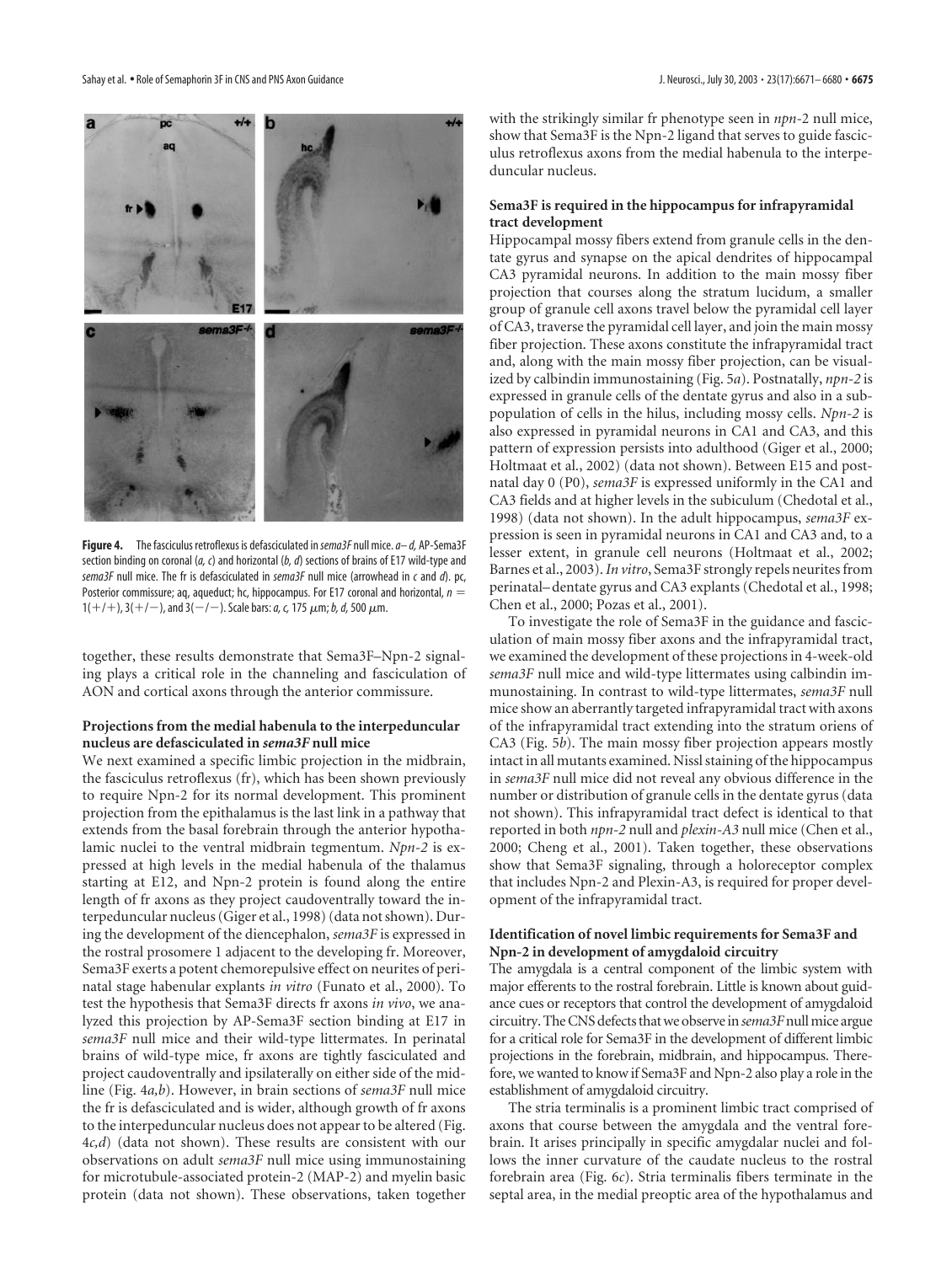**Figure 4.** The fasciculus retroflexus is defasciculated in *sema3F* null mice. *a–d*, AP-Sema3F section binding on coronal (*a, c*) and horizontal (*b, d*) sections of brains of E17 wild-type and *sema3F* null mice. The fr is defasciculated in *sema3F* null mice (arrowhead in *c* and *d*). pc, Posterior commissure; aq, aqueduct; hc, hippocampus. For E17 coronal and horizontal, $n =$ 1(+/+), 3(+/−), and 3(−/−). Scale bars: *a, c,* 175 μm; *b, d,* 500 μm.

together, these results demonstrate that Sema3F–Npn-2 signaling plays a critical role in the channeling and fasciculation of AON and cortical axons through the anterior commissure.

### Projections from the medial habenula to the interpeduncular nucleus are defasciculated in *sema3F* null mice

We next examined a specific limbic projection in the midbrain, the fasciculus retroflexus (fr), which has been shown previously to require Npn-2 for its normal development. This prominent projection from the epithalamus is the last link in a pathway that extends from the basal forebrain through the anterior hypothalamic nuclei to the ventral midbrain tegmentum. *Npn-2* is expressed at high levels in the medial habenula of the thalamus starting at E12, and Npn-2 protein is found along the entire length of fr axons as they project caudoventrally toward the interpeduncular nucleus (Giger et al., 1998) (data not shown). During the development of the diencephalon, *sema3F* is expressed in the rostral prosomere 1 adjacent to the developing fr. Moreover, Sema3F exerts a potent chemorepulsive effect on neurites of perinatal stage habenular explants *in vitro* (Funato et al., 2000). To test the hypothesis that Sema3F directs fr axons *in vivo*, we analyzed this projection by AP-Sema3F section binding at E17 in *sema3F* null mice and their wild-type littermates. In perinatal brains of wild-type mice, fr axons are tightly fasciculated and project caudoventrally and ipsilaterally on either side of the midline (Fig. 4*a,b*). However, in brain sections of *sema3F* null mice the fr is defasciculated and is wider, although growth of fr axons to the interpeduncular nucleus does not appear to be altered (Fig. 4*c,d*) (data not shown). These results are consistent with our observations on adult *sema3F* null mice using immunostaining for microtubule-associated protein-2 (MAP-2) and myelin basic protein (data not shown). These observations, taken together with the strikingly similar fr phenotype seen in *npn-2* null mice, show that Sema3F is the Npn-2 ligand that serves to guide fasciculus retroflexus axons from the medial habenula to the interpeduncular nucleus.

### Sema3F is required in the hippocampus for infrapyramidal tract development

Hippocampal mossy fibers extend from granule cells in the dentate gyrus and synapse on the apical dendrites of hippocampal CA3 pyramidal neurons. In addition to the main mossy fiber projection that courses along the stratum lucidum, a smaller group of granule cell axons travel below the pyramidal cell layer of CA3, traverse the pyramidal cell layer, and join the main mossy fiber projection. These axons constitute the infrapyramidal tract and, along with the main mossy fiber projection, can be visualized by calbindin immunostaining (Fig. 5*a*). Postnatally, *npn-2* is expressed in granule cells of the dentate gyrus and also in a subpopulation of cells in the hilus, including mossy cells. *Npn-2* is also expressed in pyramidal neurons in CA1 and CA3, and this pattern of expression persists into adulthood (Giger et al., 2000; Holtmaat et al., 2002) (data not shown). Between E15 and postnatal day 0 (P0), *sema3F* is expressed uniformly in the CA1 and CA3 fields and at higher levels in the subiculum (Chedotal et al., 1998) (data not shown). In the adult hippocampus, *sema3F* expression is seen in pyramidal neurons in CA1 and CA3 and, to a lesser extent, in granule cell neurons (Holtmaat et al., 2002; Barnes et al., 2003). *In vitro*, Sema3F strongly repels neurites from perinatal–dentate gyrus and CA3 explants (Chedotal et al., 1998; Chen et al., 2000; Pozas et al., 2001).

To investigate the role of Sema3F in the guidance and fasciculation of main mossy fiber axons and the infrapyramidal tract, we examined the development of these projections in 4-week-old *sema3F* null mice and wild-type littermates using calbindin immunostaining. In contrast to wild-type littermates, *sema3F* null mice show an aberrantly targeted infrapyramidal tract with axons of the infrapyramidal tract extending into the stratum oriens of CA3 (Fig. 5*b*). The main mossy fiber projection appears mostly intact in all mutants examined. Nissl staining of the hippocampus in *sema3F* null mice did not reveal any obvious difference in the number or distribution of granule cells in the dentate gyrus (data not shown). This infrapyramidal tract defect is identical to that reported in both *npn-2* null and *plexin-A3* null mice (Chen et al., 2000; Cheng et al., 2001). Taken together, these observations show that Sema3F signaling, through a holoreceptor complex that includes Npn-2 and Plexin-A3, is required for proper development of the infrapyramidal tract.

### Identification of novel limbic requirements for Sema3F and Npn-2 in development of amygdaloid circuitry

The amygdala is a central component of the limbic system with major efferents to the rostral forebrain. Little is known about guidance cues or receptors that control the development of amygdaloid circuitry. The CNS defects that we observe in *sema3F* null mice argue for a critical role for Sema3F in the development of different limbic projections in the forebrain, midbrain, and hippocampus. Therefore, we wanted to know if Sema3F and Npn-2 also play a role in the establishment of amygdaloid circuitry.

The stria terminalis is a prominent limbic tract comprised of axons that course between the amygdala and the ventral forebrain. It arises principally in specific amygdalar nuclei and follows the inner curvature of the caudate nucleus to the rostral forebrain area (Fig. 6*c*). Stria terminalis fibers terminate in the septal area, in the medial preoptic area of the hypothalamus and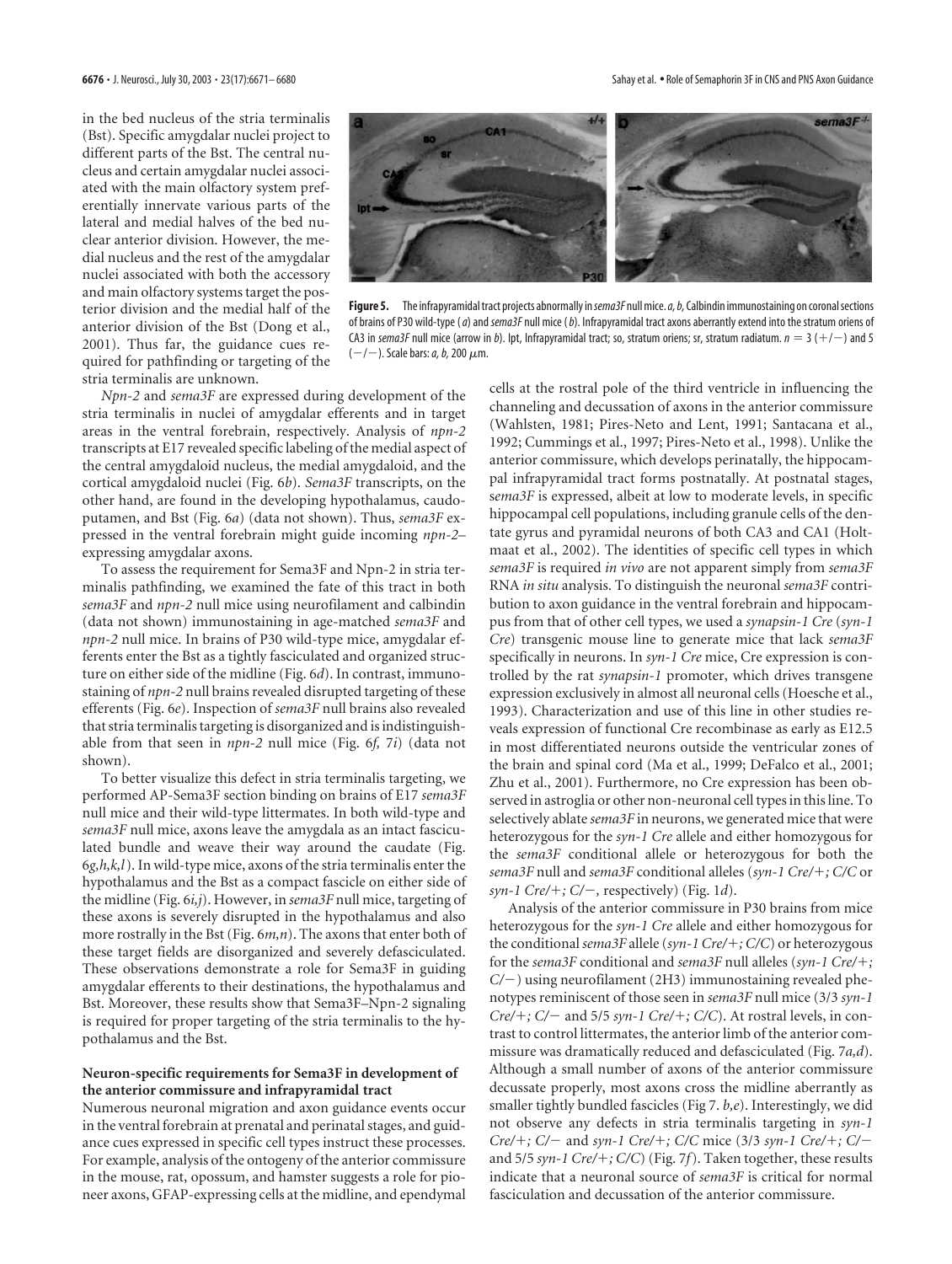in the bed nucleus of the stria terminalis (Bst). Specific amygdalar nuclei project to different parts of the Bst. The central nucleus and certain amygdalar nuclei associated with the main olfactory system preferentially innervate various parts of the lateral and medial halves of the bed nuclear anterior division. However, the medial nucleus and the rest of the amygdalar nuclei associated with both the accessory and main olfactory systems target the posterior division and the medial half of the anterior division of the Bst (Dong et al., 2001). Thus far, the guidance cues required for pathfinding or targeting of the stria terminalis are unknown.

**Figure 5.** The infrapyramidal tract projects abnormally in *sema3F* null mice. *a, b,* Calbindin immunostaining on coronal sections of brains of P30 wild-type (*a*) and *sema3F* null mice (*b*). Infrapyramidal tract axons aberrantly extend into the stratum oriens of CA3 in *sema3F* null mice (arrow in *b*). Ipt, Infrapyramidal tract; so, stratum oriens; sr, stratum radiatum. $n = 3$ (+/−) and 5 (−/−). Scale bars: *a, b,* 200 μm.

*Npn-2* and *sema3F* are expressed during development of the stria terminalis in nuclei of amygdalar efferents and in target areas in the ventral forebrain, respectively. Analysis of *npn-2* transcripts at E17 revealed specific labeling of the medial aspect of the central amygdaloid nucleus, the medial amygdaloid, and the cortical amygdaloid nuclei (Fig. 6*b*). *Sema3F* transcripts, on the other hand, are found in the developing hypothalamus, caudoputamen, and Bst (Fig. 6*a*) (data not shown). Thus, *sema3F* expressed in the ventral forebrain might guide incoming *npn-2*–expressing amygdalar axons.

To assess the requirement for Sema3F and Npn-2 in stria terminalis pathfinding, we examined the fate of this tract in both *sema3F* and *npn-2* null mice using neurofilament and calbindin (data not shown) immunostaining in age-matched *sema3F* and *npn-2* null mice. In brains of P30 wild-type mice, amygdalar efferents enter the Bst as a tightly fasciculated and organized structure on either side of the midline (Fig. 6*d*). In contrast, immunostaining of *npn-2* null brains revealed disrupted targeting of these efferents (Fig. 6*e*). Inspection of *sema3F* null brains also revealed that stria terminalis targeting is disorganized and is indistinguishable from that seen in *npn-2* null mice (Fig. 6*f*, 7*i*) (data not shown).

To better visualize this defect in stria terminalis targeting, we performed AP-Sema3F section binding on brains of E17 *sema3F* null mice and their wild-type littermates. In both wild-type and *sema3F* null mice, axons leave the amygdala as an intact fasciculated bundle and weave their way around the caudate (Fig. 6*g,h,k,l*). In wild-type mice, axons of the stria terminalis enter the hypothalamus and the Bst as a compact fascicle on either side of the midline (Fig. 6*i,j*). However, in *sema3F* null mice, targeting of these axons is severely disrupted in the hypothalamus and also more rostrally in the Bst (Fig. 6*m,n*). The axons that enter both of these target fields are disorganized and severely defasciculated. These observations demonstrate a role for Sema3F in guiding amygdalar efferents to their destinations, the hypothalamus and Bst. Moreover, these results show that Sema3F–Npn-2 signaling is required for proper targeting of the stria terminalis to the hypothalamus and the Bst.

### Neuron-specific requirements for Sema3F in development of the anterior commissure and infrapyramidal tract

Numerous neuronal migration and axon guidance events occur in the ventral forebrain at prenatal and perinatal stages, and guidance cues expressed in specific cell types instruct these processes. For example, analysis of the ontogeny of the anterior commissure in the mouse, rat, opossum, and hamster suggests a role for pioneer axons, GFAP-expressing cells at the midline, and ependymal cells at the rostral pole of the third ventricle in influencing the channeling and decussation of axons in the anterior commissure (Wahlsten, 1981; Pires-Neto and Lent, 1991; Santacana et al., 1992; Cummings et al., 1997; Pires-Neto et al., 1998). Unlike the anterior commissure, which develops perinatally, the hippocampal infrapyramidal tract forms postnatally. At postnatal stages, *sema3F* is expressed, albeit at low to moderate levels, in specific hippocampal cell populations, including granule cells of the dentate gyrus and pyramidal neurons of both CA3 and CA1 (Holtmaat et al., 2002). The identities of specific cell types in which *sema3F* is required *in vivo* are not apparent simply from *sema3F* RNA *in situ* analysis. To distinguish the neuronal *sema3F* contribution to axon guidance in the ventral forebrain and hippocampus from that of other cell types, we used a *synapsin-1 Cre* (*syn-1 Cre*) transgenic mouse line to generate mice that lack *sema3F* specifically in neurons. In *syn-1 Cre* mice, Cre expression is controlled by the rat *synapsin-1* promoter, which drives transgene expression exclusively in almost all neuronal cells (Hoesche et al., 1993). Characterization and use of this line in other studies reveals expression of functional Cre recombinase as early as E12.5 in most differentiated neurons outside the ventricular zones of the brain and spinal cord (Ma et al., 1999; DeFalco et al., 2001; Zhu et al., 2001). Furthermore, no Cre expression has been observed in astroglia or other non-neuronal cell types in this line. To selectively ablate *sema3F* in neurons, we generated mice that were heterozygous for the *syn-1 Cre* allele and either homozygous for the *sema3F* conditional allele or heterozygous for both the *sema3F* null and *sema3F* conditional alleles (*syn-1 Cre/+; C/C* or *syn-1 Cre/+; C/−*, respectively) (Fig. 1*d*).

Analysis of the anterior commissure in P30 brains from mice heterozygous for the *syn-1 Cre* allele and either homozygous for the conditional *sema3F* allele (*syn-1 Cre/+; C/C*) or heterozygous for the *sema3F* conditional and *sema3F* null alleles (*syn-1 Cre/+; C/−*) using neurofilament (2H3) immunostaining revealed phenotypes reminiscent of those seen in *sema3F* null mice (3/3 *syn-1 Cre/+; C/−* and 5/5 *syn-1 Cre/+; C/C*). At rostral levels, in contrast to control littermates, the anterior limb of the anterior commissure was dramatically reduced and defasciculated (Fig. 7*a,d*). Although a small number of axons of the anterior commissure decussate properly, most axons cross the midline aberrantly as smaller tightly bundled fascicles (Fig 7. *b,e*). Interestingly, we did not observe any defects in stria terminalis targeting in *syn-1 Cre/+; C/−* and *syn-1 Cre/+; C/C* mice (3/3 *syn-1 Cre/+; C/−* and 5/5 *syn-1 Cre/+; C/C*) (Fig. 7*f*). Taken together, these results indicate that a neuronal source of *sema3F* is critical for normal fasciculation and decussation of the anterior commissure.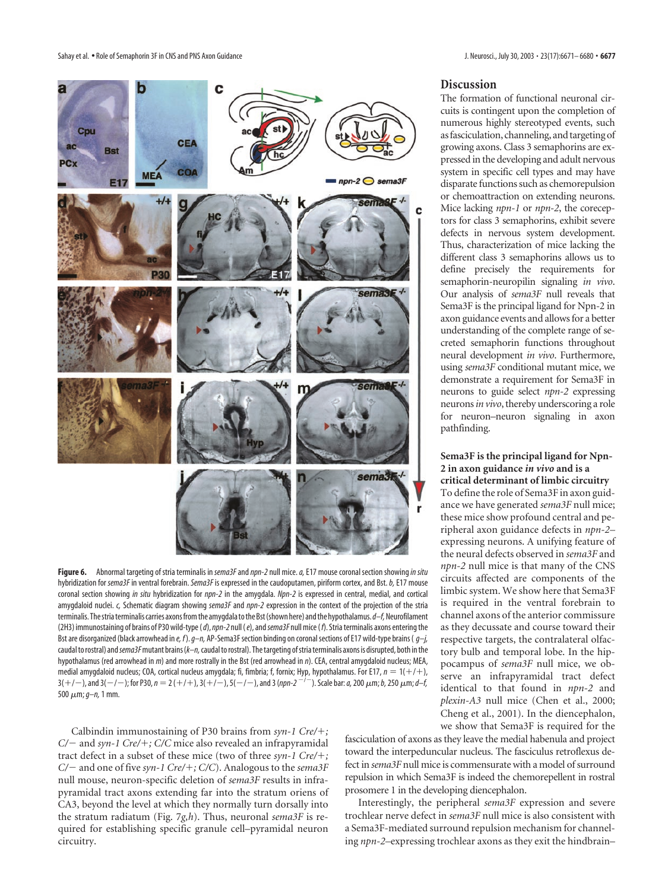**Figure 6.** Abnormal targeting of stria terminalis in *sema3F* and *npn-2* null mice. *a,* E17 mouse coronal section showing *in situ* hybridization for *sema3F* in ventral forebrain. *Sema3F* is expressed in the caudoputamen, piriform cortex, and Bst. *b,* E17 mouse coronal section showing *in situ* hybridization for *npn-2* in the amygdala. *Npn-2* is expressed in central, medial, and cortical amygdaloid nuclei. *c,* Schematic diagram showing *sema3F* and *npn-2* expression in the context of the projection of the stria terminalis. The stria terminalis carries axons from the amygdala to the Bst (shown here) and the hypothalamus. *d–f,* Neurofilament (2H3) immunostaining of brains of P30 wild-type (*d*), *npn-2* null (*e*), and *sema3F* null mice (*f*). Stria terminalis axons entering the Bst are disorganized (black arrowhead in *e, f*). *g–n,* AP-Sema3F section binding on coronal sections of E17 wild-type brains (*g–j,* caudal to rostral) and *sema3F* mutant brains (*k–n,* caudal to rostral). The targeting of stria terminalis axons is disrupted, both in the hypothalamus (red arrowhead in *m*) and more rostrally in the Bst (red arrowhead in *n*). CEA, central amygdaloid nucleus; MEA, medial amygdaloid nucleus; COA, cortical nucleus amygdala; fi, fimbria; f, fornix; Hyp, hypothalamus. For E17, $n = 1(+/+)$, $3(+/-)$, and $3(-/-)$; for P30, $n = 2(+/+)$, $3(+/-)$, $5(-/-)$, and 3 ($npn\text{-}2^{-/-}$). Scale bar: *a,* 200 μm; *b,* 250 μm; *d–f,* 500 μm; *g–n,* 1 mm.

Calbindin immunostaining of P30 brains from *syn-1 Cre/+; C/−* and *syn-1 Cre/+; C/C* mice also revealed an infrapyramidal tract defect in a subset of these mice (two of three *syn-1 Cre/+; C/−* and one of five *syn-1 Cre/+; C/C*). Analogous to the *sema3F* null mouse, neuron-specific deletion of *sema3F* results in infrapyramidal tract axons extending far into the stratum oriens of CA3, beyond the level at which they normally turn dorsally into the stratum radiatum (Fig. 7*g,h*). Thus, neuronal *sema3F* is required for establishing specific granule cell–pyramidal neuron circuitry.

## Discussion

The formation of functional neuronal circuits is contingent upon the completion of numerous highly stereotyped events, such as fasciculation, channeling, and targeting of growing axons. Class 3 semaphorins are expressed in the developing and adult nervous system in specific cell types and may have disparate functions such as chemorepulsion or chemoattraction on extending neurons. Mice lacking *npn-1* or *npn-2*, the coreceptors for class 3 semaphorins, exhibit severe defects in nervous system development. Thus, characterization of mice lacking the different class 3 semaphorins allows us to define precisely the requirements for semaphorin-neuropilin signaling *in vivo*. Our analysis of *sema3F* null reveals that Sema3F is the principal ligand for Npn-2 in axon guidance events and allows for a better understanding of the complete range of secreted semaphorin functions throughout neural development *in vivo*. Furthermore, using *sema3F* conditional mutant mice, we demonstrate a requirement for Sema3F in neurons to guide select *npn-2* expressing neurons *in vivo*, thereby underscoring a role for neuron–neuron signaling in axon pathfinding.

### Sema3F is the principal ligand for Npn-2 in axon guidance *in vivo* and is a critical determinant of limbic circuitry

To define the role of Sema3F in axon guidance we have generated *sema3F* null mice; these mice show profound central and peripheral axon guidance defects in *npn-2*–expressing neurons. A unifying feature of the neural defects observed in *sema3F* and *npn-2* null mice is that many of the CNS circuits affected are components of the limbic system. We show here that Sema3F is required in the ventral forebrain to channel axons of the anterior commissure as they decussate and course toward their respective targets, the contralateral olfactory bulb and temporal lobe. In the hippocampus of *sema3F* null mice, we observe an infrapyramidal tract defect identical to that found in *npn-2* and *plexin-A3* null mice (Chen et al., 2000; Cheng et al., 2001). In the diencephalon, we show that Sema3F is required for the fasciculation of axons as they leave the medial habenula and project toward the interpeduncular nucleus. The fasciculus retroflexus defect in *sema3F* null mice is commensurate with a model of surround repulsion in which Sema3F is indeed the chemorepellent in rostral prosomere 1 in the developing diencephalon.

Interestingly, the peripheral *sema3F* expression and severe trochlear nerve defect in *sema3F* null mice is also consistent with a Sema3F-mediated surround repulsion mechanism for channeling *npn-2*–expressing trochlear axons as they exit the hindbrain–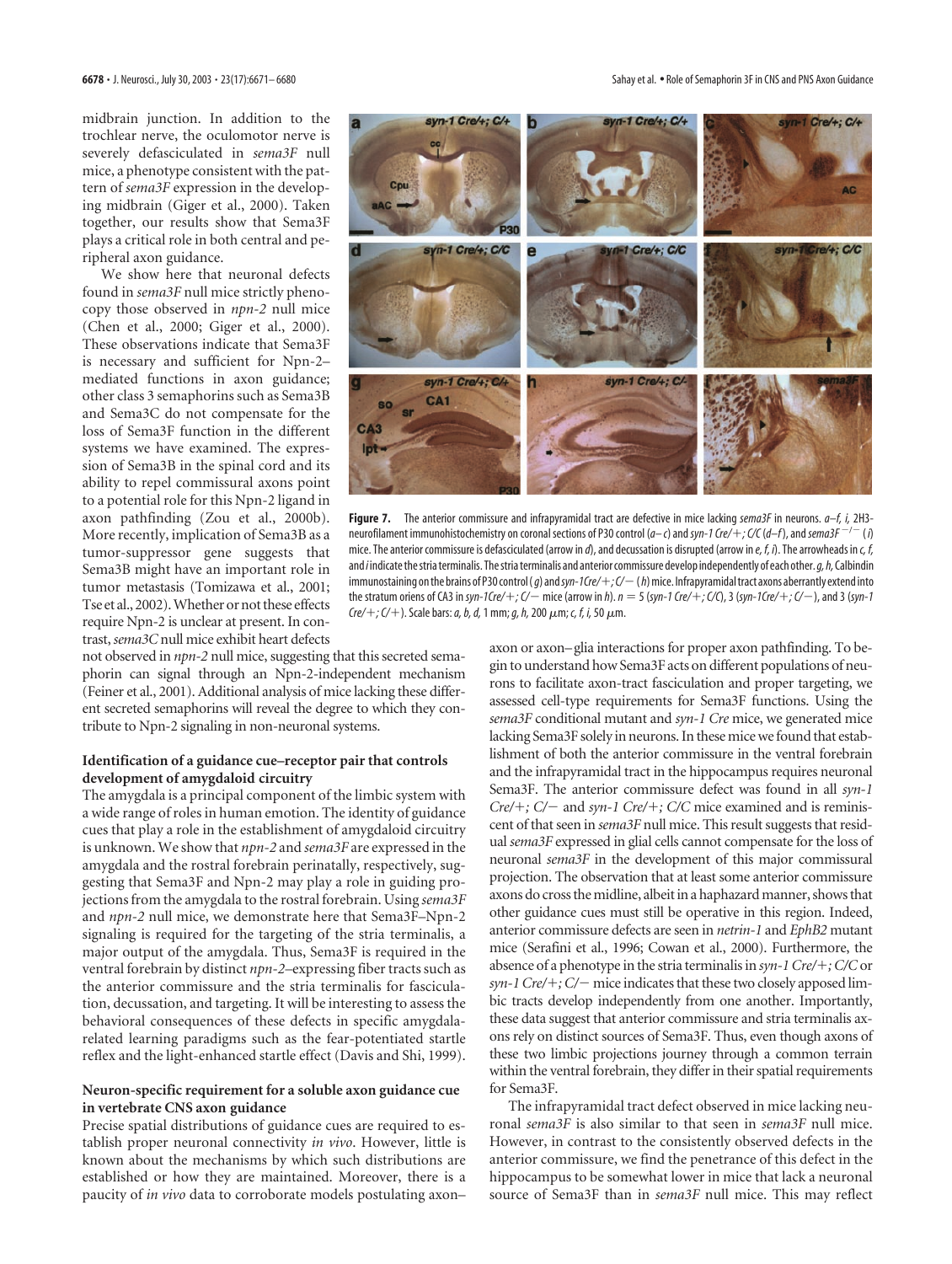midbrain junction. In addition to the trochlear nerve, the oculomotor nerve is severely defasciculated in *sema3F* null mice, a phenotype consistent with the pattern of *sema3F* expression in the developing midbrain (Giger et al., 2000). Taken together, our results show that Sema3F plays a critical role in both central and peripheral axon guidance.

We show here that neuronal defects found in *sema3F* null mice strictly phenocopy those observed in *npn-2* null mice (Chen et al., 2000; Giger et al., 2000). These observations indicate that Sema3F is necessary and sufficient for Npn-2–mediated functions in axon guidance; other class 3 semaphorins such as Sema3B and Sema3C do not compensate for the loss of Sema3F function in the different systems we have examined. The expression of Sema3B in the spinal cord and its ability to repel commissural axons point to a potential role for this Npn-2 ligand in axon pathfinding (Zou et al., 2000b). More recently, implication of Sema3B as a tumor-suppressor gene suggests that Sema3B might have an important role in tumor metastasis (Tomizawa et al., 2001; Tse et al., 2002). Whether or not these effects require Npn-2 is unclear at present. In contrast, *sema3C* null mice exhibit heart defects not observed in *npn-2* null mice, suggesting that this secreted semaphorin can signal through an Npn-2-independent mechanism (Feiner et al., 2001). Additional analysis of mice lacking these different secreted semaphorins will reveal the degree to which they contribute to Npn-2 signaling in non-neuronal systems.

**Figure 7.** The anterior commissure and infrapyramidal tract are defective in mice lacking *sema3F* in neurons. *a–f, i,* 2H3-neurofilament immunohistochemistry on coronal sections of P30 control (*a–c*) and *syn-1 Cre/+; C/C* (*d–f*), and *sema3F* $^{-/-}$ (*i*) mice. The anterior commissure is defasciculated (arrow in *d*), and decussation is disrupted (arrow in *e, f, i*). The arrowheads in *c, f,* and *i* indicate the stria terminalis. The stria terminalis and anterior commissure develop independently of each other. *g, h,* Calbindin immunostaining on the brains of P30 control (*g*) and *syn-1Cre/+; C/−* (*h*) mice. Infrapyramidal tract axons aberrantly extend into the stratum oriens of CA3 in *syn-1Cre/+; C/−* mice (arrow in *h*). *n* = 5 (*syn-1 Cre/+; C/C*), 3 (*syn-1Cre/+; C/−*), and 3 (*syn-1 Cre/+; C/+*). Scale bars: *a, b, d,* 1 mm; *g, h,* 200 μm; *c, f, i,* 50 μm.

### Identification of a guidance cue–receptor pair that controls development of amygdaloid circuitry

The amygdala is a principal component of the limbic system with a wide range of roles in human emotion. The identity of guidance cues that play a role in the establishment of amygdaloid circuitry is unknown. We show that *npn-2* and *sema3F* are expressed in the amygdala and the rostral forebrain perinatally, respectively, suggesting that Sema3F and Npn-2 may play a role in guiding projections from the amygdala to the rostral forebrain. Using *sema3F* and *npn-2* null mice, we demonstrate here that Sema3F–Npn-2 signaling is required for the targeting of the stria terminalis, a major output of the amygdala. Thus, Sema3F is required in the ventral forebrain by distinct *npn-2*–expressing fiber tracts such as the anterior commissure and the stria terminalis for fasciculation, decussation, and targeting. It will be interesting to assess the behavioral consequences of these defects in specific amygdala-related learning paradigms such as the fear-potentiated startle reflex and the light-enhanced startle effect (Davis and Shi, 1999).

### Neuron-specific requirement for a soluble axon guidance cue in vertebrate CNS axon guidance

Precise spatial distributions of guidance cues are required to establish proper neuronal connectivity *in vivo*. However, little is known about the mechanisms by which such distributions are established or how they are maintained. Moreover, there is a paucity of *in vivo* data to corroborate models postulating axon–axon or axon–glia interactions for proper axon pathfinding. To begin to understand how Sema3F acts on different populations of neurons to facilitate axon-tract fasciculation and proper targeting, we assessed cell-type requirements for Sema3F functions. Using the *sema3F* conditional mutant and *syn-1 Cre* mice, we generated mice lacking Sema3F solely in neurons. In these mice we found that establishment of both the anterior commissure in the ventral forebrain and the infrapyramidal tract in the hippocampus requires neuronal Sema3F. The anterior commissure defect was found in all *syn-1 Cre/+; C/−* and *syn-1 Cre/+; C/C* mice examined and is reminiscent of that seen in *sema3F* null mice. This result suggests that residual *sema3F* expressed in glial cells cannot compensate for the loss of neuronal *sema3F* in the development of this major commissural projection. The observation that at least some anterior commissure axons do cross the midline, albeit in a haphazard manner, shows that other guidance cues must still be operative in this region. Indeed, anterior commissure defects are seen in *netrin-1* and *EphB2* mutant mice (Serafini et al., 1996; Cowan et al., 2000). Furthermore, the absence of a phenotype in the stria terminalis in *syn-1 Cre/+; C/C* or *syn-1 Cre/+; C/−* mice indicates that these two closely apposed limbic tracts develop independently from one another. Importantly, these data suggest that anterior commissure and stria terminalis axons rely on distinct sources of Sema3F. Thus, even though axons of these two limbic projections journey through a common terrain within the ventral forebrain, they differ in their spatial requirements for Sema3F.

The infrapyramidal tract defect observed in mice lacking neuronal *sema3F* is also similar to that seen in *sema3F* null mice. However, in contrast to the consistently observed defects in the anterior commissure, we find the penetrance of this defect in the hippocampus to be somewhat lower in mice that lack a neuronal source of Sema3F than in *sema3F* null mice. This may reflect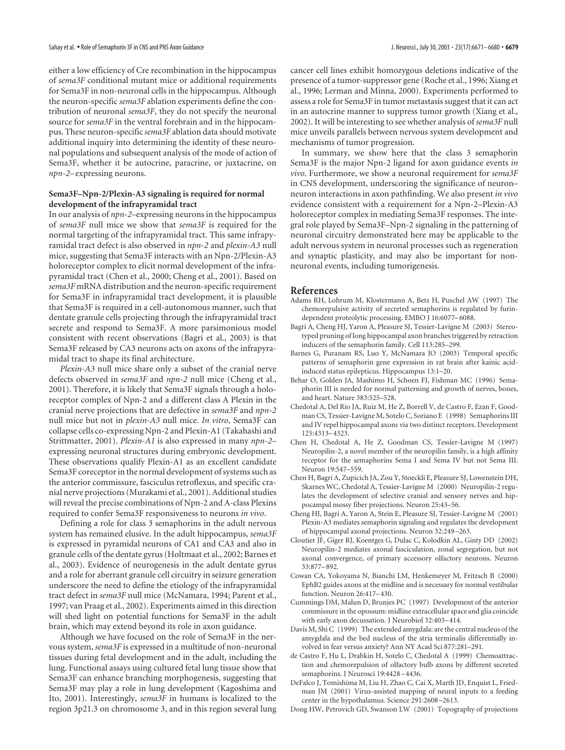either a low efficiency of Cre recombination in the hippocampus of *sema3F* conditional mutant mice or additional requirements for Sema3F in non-neuronal cells in the hippocampus. Although the neuron-specific *sema3F* ablation experiments define the contribution of neuronal *sema3F*, they do not specify the neuronal source for *sema3F* in the ventral forebrain and in the hippocampus. These neuron-specific *sema3F* ablation data should motivate additional inquiry into determining the identity of these neuronal populations and subsequent analysis of the mode of action of Sema3F, whether it be autocrine, paracrine, or juxtacrine, on *npn-2*–expressing neurons.

### Sema3F–Npn-2/Plexin-A3 signaling is required for normal development of the infrapyramidal tract

In our analysis of *npn-2*–expressing neurons in the hippocampus of *sema3F* null mice we show that *sema3F* is required for the normal targeting of the infrapyramidal tract. This same infrapyramidal tract defect is also observed in *npn-2* and *plexin-A3* null mice, suggesting that Sema3F interacts with an Npn-2/Plexin-A3 holoreceptor complex to elicit normal development of the infrapyramidal tract (Chen et al., 2000; Cheng et al., 2001). Based on *sema3F* mRNA distribution and the neuron-specific requirement for Sema3F in infrapyramidal tract development, it is plausible that Sema3F is required in a cell-autonomous manner, such that dentate granule cells projecting through the infrapyramidal tract secrete and respond to Sema3F. A more parsimonious model consistent with recent observations (Bagri et al., 2003) is that Sema3F released by CA3 neurons acts on axons of the infrapyramidal tract to shape its final architecture.

*Plexin-A3* null mice share only a subset of the cranial nerve defects observed in *sema3F* and *npn-2* null mice (Cheng et al., 2001). Therefore, it is likely that Sema3F signals through a holoreceptor complex of Npn-2 and a different class A Plexin in the cranial nerve projections that are defective in *sema3F* and *npn-2* null mice but not in *plexin-A3* null mice. *In vitro*, Sema3F can collapse cells co-expressing Npn-2 and Plexin-A1 (Takahashi and Strittmatter, 2001). *Plexin-A1* is also expressed in many *npn-2*–expressing neuronal structures during embryonic development. These observations qualify Plexin-A1 as an excellent candidate Sema3F coreceptor in the normal development of systems such as the anterior commissure, fasciculus retroflexus, and specific cranial nerve projections (Murakami et al., 2001). Additional studies will reveal the precise combinations of Npn-2 and A-class Plexins required to confer Sema3F responsiveness to neurons *in vivo*.

Defining a role for class 3 semaphorins in the adult nervous system has remained elusive. In the adult hippocampus, *sema3F* is expressed in pyramidal neurons of CA1 and CA3 and also in granule cells of the dentate gyrus (Holtmaat et al., 2002; Barnes et al., 2003). Evidence of neurogenesis in the adult dentate gyrus and a role for aberrant granule cell circuitry in seizure generation underscore the need to define the etiology of the infrapyramidal tract defect in *sema3F* null mice (McNamara, 1994; Parent et al., 1997; van Praag et al., 2002). Experiments aimed in this direction will shed light on potential functions for Sema3F in the adult brain, which may extend beyond its role in axon guidance.

Although we have focused on the role of Sema3F in the nervous system, *sema3F* is expressed in a multitude of non-neuronal tissues during fetal development and in the adult, including the lung. Functional assays using cultured fetal lung tissue show that Sema3F can enhance branching morphogenesis, suggesting that Sema3F may play a role in lung development (Kagoshima and Ito, 2001). Interestingly, *sema3F* in humans is localized to the region 3p21.3 on chromosome 3, and in this region several lung cancer cell lines exhibit homozygous deletions indicative of the presence of a tumor-suppressor gene (Roche et al., 1996; Xiang et al., 1996; Lerman and Minna, 2000). Experiments performed to assess a role for Sema3F in tumor metastasis suggest that it can act in an autocrine manner to suppress tumor growth (Xiang et al., 2002). It will be interesting to see whether analysis of *sema3F* null mice unveils parallels between nervous system development and mechanisms of tumor progression.

In summary, we show here that the class 3 semaphorin Sema3F is the major Npn-2 ligand for axon guidance events *in vivo*. Furthermore, we show a neuronal requirement for *sema3F* in CNS development, underscoring the significance of neuron–neuron interactions in axon pathfinding. We also present *in vivo* evidence consistent with a requirement for a Npn-2–Plexin-A3 holoreceptor complex in mediating Sema3F responses. The integral role played by Sema3F–Npn-2 signaling in the patterning of neuronal circuitry demonstrated here may be applicable to the adult nervous system in neuronal processes such as regeneration and synaptic plasticity, and may also be important for non-neuronal events, including tumorigenesis.

## References

Adams RH, Lohrum M, Klostermann A, Betz H, Puschel AW (1997) The chemorepulsive activity of secreted semaphorins is regulated by furin-dependent proteolytic processing. EMBO J 16:6077–6088.

Bagri A, Cheng HJ, Yaron A, Pleasure SJ, Tessier-Lavigne M (2003) Stereotyped pruning of long hippocampal axon branches triggered by retraction inducers of the semaphorin family. Cell 113:285–299.

Barnes G, Puranam RS, Luo Y, McNamara JO (2003) Temporal specific patterns of semaphorin gene expression in rat brain after kainic acid-induced status epilepticus. Hippocampus 13:1–20.

Behar O, Golden JA, Mashimo H, Schoen FJ, Fishman MC (1996) Semaphorin III is needed for normal patterning and growth of nerves, bones, and heart. Nature 383:525–528.

Chedotal A, Del Rio JA, Ruiz M, He Z, Borrell V, de Castro F, Ezan F, Goodman CS, Tessier-Lavigne M, Sotelo C, Soriano E (1998) Semaphorins III and IV repel hippocampal axons via two distinct receptors. Development 125:4313–4323.

Chen H, Chedotal A, He Z, Goodman CS, Tessier-Lavigne M (1997) Neuropilin-2, a novel member of the neuropilin family, is a high affinity receptor for the semaphorins Sema I and Sema IV but not Sema III. Neuron 19:547–559.

Chen H, Bagri A, Zupicich JA, Zou Y, Stoeckli E, Pleasure SJ, Lowenstein DH, Skarnes WC, Chedotal A, Tessier-Lavigne M (2000) Neuropilin-2 regulates the development of selective cranial and sensory nerves and hippocampal mossy fiber projections. Neuron 25:43–56.

Cheng HJ, Bagri A, Yaron A, Stein E, Pleasure SJ, Tessier-Lavigne M (2001) Plexin-A3 mediates semaphorin signaling and regulates the development of hippocampal axonal projections. Neuron 32:249–263.

Cloutier JF, Giger RJ, Koentges G, Dulac C, Kolodkin AL, Ginty DD (2002) Neuropilin-2 mediates axonal fasciculation, zonal segregation, but not axonal convergence, of primary accessory olfactory neurons. Neuron 33:877–892.

Cowan CA, Yokoyama N, Bianchi LM, Henkemeyer M, Fritzsch B (2000) EphB2 guides axons at the midline and is necessary for normal vestibular function. Neuron 26:417–430.

Cummings DM, Malun D, Brunjes PC (1997) Development of the anterior commissure in the opossum: midline extracellular space and glia coincide with early axon decussation. J Neurobiol 32:403–414.

Davis M, Shi C (1999) The extended amygdala: are the central nucleus of the amygdala and the bed nucleus of the stria terminalis differentially involved in fear versus anxiety? Ann NY Acad Sci 877:281–291.

de Castro F, Hu L, Drabkin H, Sotelo C, Chedotal A (1999) Chemoattraction and chemorepulsion of olfactory bulb axons by different secreted semaphorins. J Neurosci 19:4428–4436.

DeFalco J, Tomishima M, Liu H, Zhao C, Cai X, Marth JD, Enquist L, Friedman JM (2001) Virus-assisted mapping of neural inputs to a feeding center in the hypothalamus. Science 291:2608–2613.

Dong HW, Petrovich GD, Swanson LW (2001) Topography of projections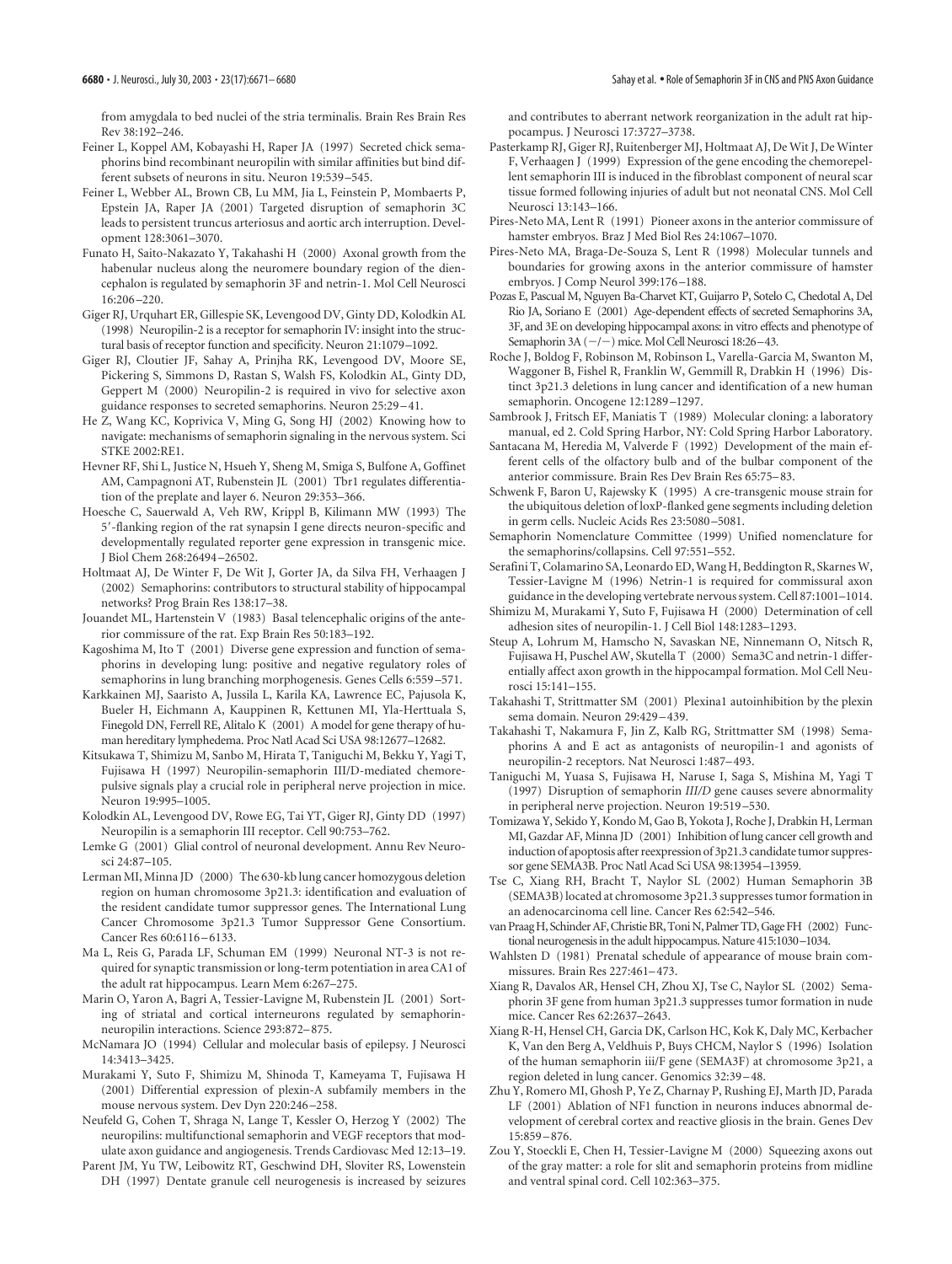from amygdala to bed nuclei of the stria terminalis. Brain Res Brain Res Rev 38:192–246.

Feiner L, Koppel AM, Kobayashi H, Raper JA (1997) Secreted chick semaphorins bind recombinant neuropilin with similar affinities but bind different subsets of neurons in situ. Neuron 19:539–545.

Feiner L, Webber AL, Brown CB, Lu MM, Jia L, Feinstein P, Mombaerts P, Epstein JA, Raper JA (2001) Targeted disruption of semaphorin 3C leads to persistent truncus arteriosus and aortic arch interruption. Development 128:3061–3070.

Funato H, Saito-Nakazato Y, Takahashi H (2000) Axonal growth from the habenular nucleus along the neuromere boundary region of the diencephalon is regulated by semaphorin 3F and netrin-1. Mol Cell Neurosci 16:206–220.

Giger RJ, Urquhart ER, Gillespie SK, Levengood DV, Ginty DD, Kolodkin AL (1998) Neuropilin-2 is a receptor for semaphorin IV: insight into the structural basis of receptor function and specificity. Neuron 21:1079–1092.

Giger RJ, Cloutier JF, Sahay A, Prinjha RK, Levengood DV, Moore SE, Pickering S, Simmons D, Rastan S, Walsh FS, Kolodkin AL, Ginty DD, Geppert M (2000) Neuropilin-2 is required in vivo for selective axon guidance responses to secreted semaphorins. Neuron 25:29–41.

He Z, Wang KC, Koprivica V, Ming G, Song HJ (2002) Knowing how to navigate: mechanisms of semaphorin signaling in the nervous system. Sci STKE 2002:RE1.

Hevner RF, Shi L, Justice N, Hsueh Y, Sheng M, Smiga S, Bulfone A, Goffinet AM, Campagnoni AT, Rubenstein JL (2001) Tbr1 regulates differentiation of the preplate and layer 6. Neuron 29:353–366.

Hoesche C, Sauerwald A, Veh RW, Krippl B, Kilimann MW (1993) The 5′-flanking region of the rat synapsin I gene directs neuron-specific and developmentally regulated reporter gene expression in transgenic mice. J Biol Chem 268:26494–26502.

Holtmaat AJ, De Winter F, De Wit J, Gorter JA, da Silva FH, Verhaagen J (2002) Semaphorins: contributors to structural stability of hippocampal networks? Prog Brain Res 138:17–38.

Jouandet ML, Hartenstein V (1983) Basal telencephalic origins of the anterior commissure of the rat. Exp Brain Res 50:183–192.

Kagoshima M, Ito T (2001) Diverse gene expression and function of semaphorins in developing lung: positive and negative regulatory roles of semaphorins in lung branching morphogenesis. Genes Cells 6:559–571.

Karkkainen MJ, Saaristo A, Jussila L, Karila KA, Lawrence EC, Pajusola K, Bueler H, Eichmann A, Kauppinen R, Kettunen MI, Yla-Herttuala S, Finegold DN, Ferrell RE, Alitalo K (2001) A model for gene therapy of human hereditary lymphedema. Proc Natl Acad Sci USA 98:12677–12682.

Kitsukawa T, Shimizu M, Sanbo M, Hirata T, Taniguchi M, Bekku Y, Yagi T, Fujisawa H (1997) Neuropilin-semaphorin III/D-mediated chemorepulsive signals play a crucial role in peripheral nerve projection in mice. Neuron 19:995–1005.

Kolodkin AL, Levengood DV, Rowe EG, Tai YT, Giger RJ, Ginty DD (1997) Neuropilin is a semaphorin III receptor. Cell 90:753–762.

Lemke G (2001) Glial control of neuronal development. Annu Rev Neurosci 24:87–105.

Lerman MI, Minna JD (2000) The 630-kb lung cancer homozygous deletion region on human chromosome 3p21.3: identification and evaluation of the resident candidate tumor suppressor genes. The International Lung Cancer Chromosome 3p21.3 Tumor Suppressor Gene Consortium. Cancer Res 60:6116–6133.

Ma L, Reis G, Parada LF, Schuman EM (1999) Neuronal NT-3 is not required for synaptic transmission or long-term potentiation in area CA1 of the adult rat hippocampus. Learn Mem 6:267–275.

Marin O, Yaron A, Bagri A, Tessier-Lavigne M, Rubenstein JL (2001) Sorting of striatal and cortical interneurons regulated by semaphorin-neuropilin interactions. Science 293:872–875.

McNamara JO (1994) Cellular and molecular basis of epilepsy. J Neurosci 14:3413–3425.

Murakami Y, Suto F, Shimizu M, Shinoda T, Kameyama T, Fujisawa H (2001) Differential expression of plexin-A subfamily members in the mouse nervous system. Dev Dyn 220:246–258.

Neufeld G, Cohen T, Shraga N, Lange T, Kessler O, Herzog Y (2002) The neuropilins: multifunctional semaphorin and VEGF receptors that modulate axon guidance and angiogenesis. Trends Cardiovasc Med 12:13–19.

Parent JM, Yu TW, Leibowitz RT, Geschwind DH, Sloviter RS, Lowenstein DH (1997) Dentate granule cell neurogenesis is increased by seizures and contributes to aberrant network reorganization in the adult rat hippocampus. J Neurosci 17:3727–3738.

Pasterkamp RJ, Giger RJ, Ruitenberger MJ, Holtmaat AJ, De Wit J, De Winter F, Verhaagen J (1999) Expression of the gene encoding the chemorepellent semaphorin III is induced in the fibroblast component of neural scar tissue formed following injuries of adult but not neonatal CNS. Mol Cell Neurosci 13:143–166.

Pires-Neto MA, Lent R (1991) Pioneer axons in the anterior commissure of hamster embryos. Braz J Med Biol Res 24:1067–1070.

Pires-Neto MA, Braga-De-Souza S, Lent R (1998) Molecular tunnels and boundaries for growing axons in the anterior commissure of hamster embryos. J Comp Neurol 399:176–188.

Pozas E, Pascual M, Nguyen Ba-Charvet KT, Guijarro P, Sotelo C, Chedotal A, Del Rio JA, Soriano E (2001) Age-dependent effects of secreted Semaphorins 3A, 3F, and 3E on developing hippocampal axons: in vitro effects and phenotype of Semaphorin 3A (−/−) mice. Mol Cell Neurosci 18:26–43.

Roche J, Boldog F, Robinson M, Robinson L, Varella-Garcia M, Swanton M, Waggoner B, Fishel R, Franklin W, Gemmill R, Drabkin H (1996) Distinct 3p21.3 deletions in lung cancer and identification of a new human semaphorin. Oncogene 12:1289–1297.

Sambrook J, Fritsch EF, Maniatis T (1989) Molecular cloning: a laboratory manual, ed 2. Cold Spring Harbor, NY: Cold Spring Harbor Laboratory.

Santacana M, Heredia M, Valverde F (1992) Development of the main efferent cells of the olfactory bulb and of the bulbar component of the anterior commissure. Brain Res Dev Brain Res 65:75–83.

Schwenk F, Baron U, Rajewsky K (1995) A cre-transgenic mouse strain for the ubiquitous deletion of loxP-flanked gene segments including deletion in germ cells. Nucleic Acids Res 23:5080–5081.

Semaphorin Nomenclature Committee (1999) Unified nomenclature for the semaphorins/collapsins. Cell 97:551–552.

Serafini T, Colamarino SA, Leonardo ED, Wang H, Beddington R, Skarnes W, Tessier-Lavigne M (1996) Netrin-1 is required for commissural axon guidance in the developing vertebrate nervous system. Cell 87:1001–1014.

Shimizu M, Murakami Y, Suto F, Fujisawa H (2000) Determination of cell adhesion sites of neuropilin-1. J Cell Biol 148:1283–1293.

Steup A, Lohrum M, Hamscho N, Savaskan NE, Ninnemann O, Nitsch R, Fujisawa H, Puschel AW, Skutella T (2000) Sema3C and netrin-1 differentially affect axon growth in the hippocampal formation. Mol Cell Neurosci 15:141–155.

Takahashi T, Strittmatter SM (2001) Plexina1 autoinhibition by the plexin sema domain. Neuron 29:429–439.

Takahashi T, Nakamura F, Jin Z, Kalb RG, Strittmatter SM (1998) Semaphorins A and E act as antagonists of neuropilin-1 and agonists of neuropilin-2 receptors. Nat Neurosci 1:487–493.

Taniguchi M, Yuasa S, Fujisawa H, Naruse I, Saga S, Mishina M, Yagi T (1997) Disruption of semaphorin *III/D* gene causes severe abnormality in peripheral nerve projection. Neuron 19:519–530.

Tomizawa Y, Sekido Y, Kondo M, Gao B, Yokota J, Roche J, Drabkin H, Lerman MI, Gazdar AF, Minna JD (2001) Inhibition of lung cancer cell growth and induction of apoptosis after reexpression of 3p21.3 candidate tumor suppressor gene SEMA3B. Proc Natl Acad Sci USA 98:13954–13959.

Tse C, Xiang RH, Bracht T, Naylor SL (2002) Human Semaphorin 3B (SEMA3B) located at chromosome 3p21.3 suppresses tumor formation in an adenocarcinoma cell line. Cancer Res 62:542–546.

van Praag H, Schinder AF, Christie BR, Toni N, Palmer TD, Gage FH (2002) Functional neurogenesis in the adult hippocampus. Nature 415:1030–1034.

Wahlsten D (1981) Prenatal schedule of appearance of mouse brain commissures. Brain Res 227:461–473.

Xiang R, Davalos AR, Hensel CH, Zhou XJ, Tse C, Naylor SL (2002) Semaphorin 3F gene from human 3p21.3 suppresses tumor formation in nude mice. Cancer Res 62:2637–2643.

Xiang R-H, Hensel CH, Garcia DK, Carlson HC, Kok K, Daly MC, Kerbacher K, Van den Berg A, Veldhuis P, Buys CHCM, Naylor S (1996) Isolation of the human semaphorin iii/F gene (SEMA3F) at chromosome 3p21, a region deleted in lung cancer. Genomics 32:39–48.

Zhu Y, Romero MI, Ghosh P, Ye Z, Charnay P, Rushing EJ, Marth JD, Parada LF (2001) Ablation of NF1 function in neurons induces abnormal development of cerebral cortex and reactive gliosis in the brain. Genes Dev 15:859–876.

Zou Y, Stoeckli E, Chen H, Tessier-Lavigne M (2000) Squeezing axons out of the gray matter: a role for slit and semaphorin proteins from midline and ventral spinal cord. Cell 102:363–375.